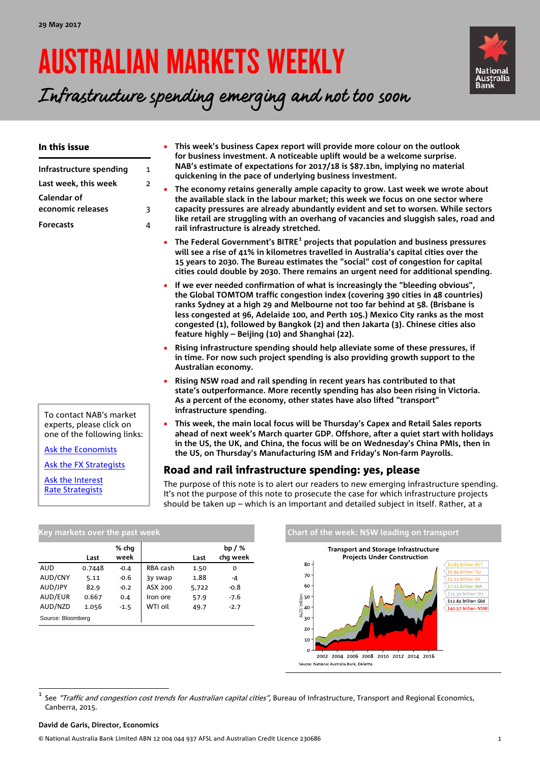29 May 2017

# AUSTRALIAN MARKETS WEEKLY

## *Infrastructure spending emerging and not too soon*

**In this issue**

| | |
|---|---|
| Infrastructure spending | 1 |
| Last week, this week | 2 |
| Calendar of economic releases | 3 |
| Forecasts | 4 |

To contact NAB's market experts, please click on one of the following links:

Ask the Economists

Ask the FX Strategists

Ask the Interest Rate Strategists

- **This week's business Capex report will provide more colour on the outlook for business investment. A noticeable uplift would be a welcome surprise. NAB's estimate of expectations for 2017/18 is $87.1bn, implying no material quickening in the pace of underlying business investment.**
- **The economy retains generally ample capacity to grow. Last week we wrote about the available slack in the labour market; this week we focus on one sector where capacity pressures are already abundantly evident and set to worsen. While sectors like retail are struggling with an overhang of vacancies and sluggish sales, road and rail infrastructure is already stretched.**
- **The Federal Government's BITRE[1] projects that population and business pressures will see a rise of 41% in kilometres travelled in Australia's capital cities over the 15 years to 2030. The Bureau estimates the "social" cost of congestion for capital cities could double by 2030. There remains an urgent need for additional spending.**
- **If we ever needed confirmation of what is increasingly the "bleeding obvious", the Global TOMTOM traffic congestion index (covering 390 cities in 48 countries) ranks Sydney at a high 29 and Melbourne not too far behind at 58. (Brisbane is less congested at 96, Adelaide 100, and Perth 105.) Mexico City ranks as the most congested (1), followed by Bangkok (2) and then Jakarta (3). Chinese cities also feature highly – Beijing (10) and Shanghai (22).**
- **Rising infrastructure spending should help alleviate some of these pressures, if in time. For now such project spending is also providing growth support to the Australian economy.**
- **Rising NSW road and rail spending in recent years has contributed to that state's outperformance. More recently spending has also been rising in Victoria. As a percent of the economy, other states have also lifted "transport" infrastructure spending.**
- **This week, the main local focus will be Thursday's Capex and Retail Sales reports ahead of next week's March quarter GDP. Offshore, after a quiet start with holidays in the US, the UK, and China, the focus will be on Wednesday's China PMIs, then in the US, on Thursday's Manufacturing ISM and Friday's Non-farm Payrolls.**

## Road and rail infrastructure spending: yes, please

The purpose of this note is to alert our readers to new emerging infrastructure spending. It's not the purpose of this note to prosecute the case for which infrastructure projects should be taken up – which is an important and detailed subject in itself. Rather, at a

**Key markets over the past week**

| | Last | % chg week | | Last | bp / % chg week |
|---|---|---|---|---|---|
| AUD | 0.7448 | -0.4 | RBA cash | 1.50 | 0 |
| AUD/CNY | 5.11 | -0.6 | 3y swap | 1.88 | -4 |
| AUD/JPY | 82.9 | -0.2 | ASX 200 | 5,722 | -0.8 |
| AUD/EUR | 0.667 | 0.4 | Iron ore | 57.9 | -7.6 |
| AUD/NZD | 1.056 | -1.5 | WTI oil | 49.7 | -2.7 |

Source: Bloomberg

**Chart of the week: NSW leading on transport**

Transport and Storage Infrastructure Projects Under Construction

Legend: $0.85 billion ACT; $0.94 billion Tas; $3.12 billion SA; $7.11 billion WA; $12.30 billion Vic; $12.84 billion Qld; $40.57 billion NSW

Source: National Australia Bank, Deloitte.

[1] See *"Traffic and congestion cost trends for Australian capital cities"*, Bureau of Infrastructure, Transport and Regional Economics, Canberra, 2015.

**David de Garis, Director, Economics**

© National Australia Bank Limited ABN 12 004 044 937 AFSL and Australian Credit Licence 230686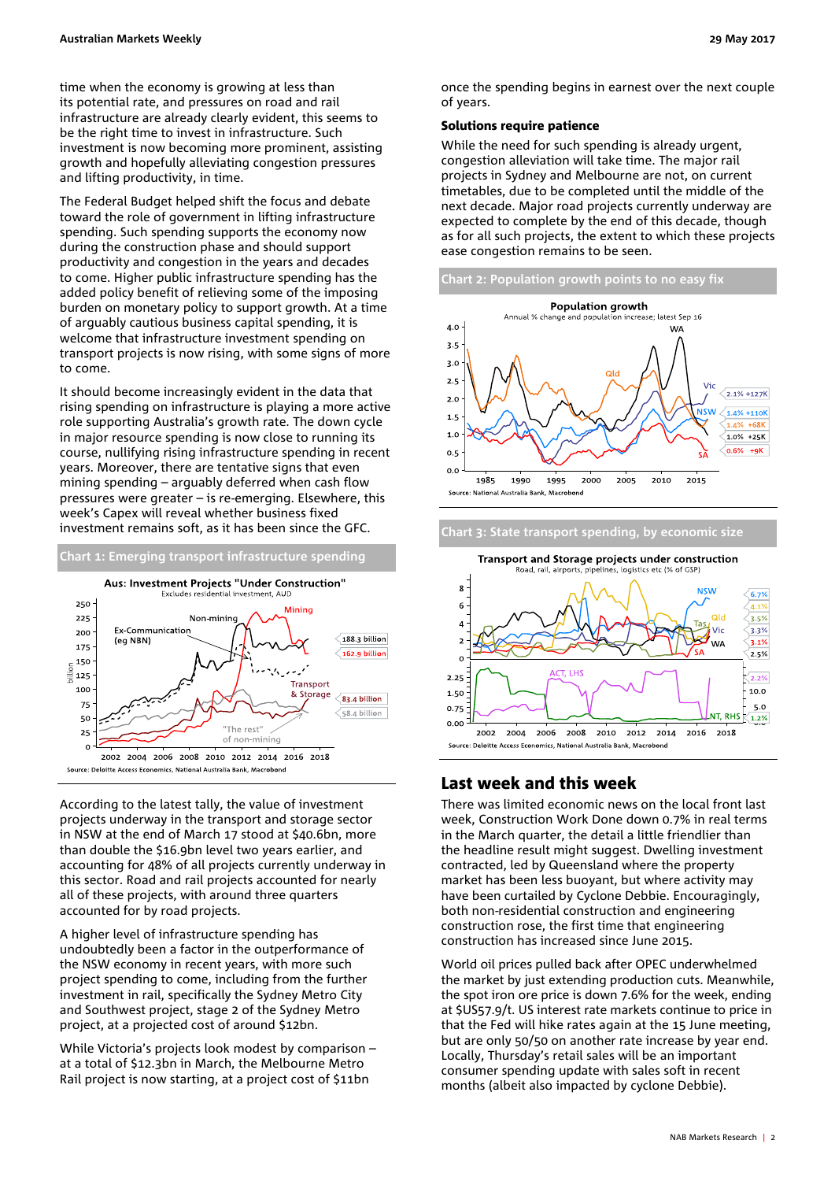time when the economy is growing at less than its potential rate, and pressures on road and rail infrastructure are already clearly evident, this seems to be the right time to invest in infrastructure. Such investment is now becoming more prominent, assisting growth and hopefully alleviating congestion pressures and lifting productivity, in time.

The Federal Budget helped shift the focus and debate toward the role of government in lifting infrastructure spending. Such spending supports the economy now during the construction phase and should support productivity and congestion in the years and decades to come. Higher public infrastructure spending has the added policy benefit of relieving some of the imposing burden on monetary policy to support growth. At a time of arguably cautious business capital spending, it is welcome that infrastructure investment spending on transport projects is now rising, with some signs of more to come.

It should become increasingly evident in the data that rising spending on infrastructure is playing a more active role supporting Australia's growth rate. The down cycle in major resource spending is now close to running its course, nullifying rising infrastructure spending in recent years. Moreover, there are tentative signs that even mining spending – arguably deferred when cash flow pressures were greater – is re-emerging. Elsewhere, this week's Capex will reveal whether business fixed investment remains soft, as it has been since the GFC.

**Chart 1: Emerging transport infrastructure spending**

Source: Deloitte Access Economics, National Australia Bank, Macrobond

According to the latest tally, the value of investment projects underway in the transport and storage sector in NSW at the end of March 17 stood at $40.6bn, more than double the $16.9bn level two years earlier, and accounting for 48% of all projects currently underway in this sector. Road and rail projects accounted for nearly all of these projects, with around three quarters accounted for by road projects.

A higher level of infrastructure spending has undoubtedly been a factor in the outperformance of the NSW economy in recent years, with more such project spending to come, including from the further investment in rail, specifically the Sydney Metro City and Southwest project, stage 2 of the Sydney Metro project, at a projected cost of around $12bn.

While Victoria's projects look modest by comparison – at a total of $12.3bn in March, the Melbourne Metro Rail project is now starting, at a project cost of $11bn once the spending begins in earnest over the next couple of years.

### Solutions require patience

While the need for such spending is already urgent, congestion alleviation will take time. The major rail projects in Sydney and Melbourne are not, on current timetables, due to be completed until the middle of the next decade. Major road projects currently underway are expected to complete by the end of this decade, though as for all such projects, the extent to which these projects ease congestion remains to be seen.

**Chart 2: Population growth points to no easy fix**

Source: National Australia Bank, Macrobond

**Chart 3: State transport spending, by economic size**

Source: Deloitte Access Economics, National Australia Bank, Macrobond

## Last week and this week

There was limited economic news on the local front last week, Construction Work Done down 0.7% in real terms in the March quarter, the detail a little friendlier than the headline result might suggest. Dwelling investment contracted, led by Queensland where the property market has been less buoyant, but where activity may have been curtailed by Cyclone Debbie. Encouragingly, both non-residential construction and engineering construction rose, the first time that engineering construction has increased since June 2015.

World oil prices pulled back after OPEC underwhelmed the market by just extending production cuts. Meanwhile, the spot iron ore price is down 7.6% for the week, ending at $US57.9/t. US interest rate markets continue to price in that the Fed will hike rates again at the 15 June meeting, but are only 50/50 on another rate increase by year end. Locally, Thursday's retail sales will be an important consumer spending update with sales soft in recent months (albeit also impacted by cyclone Debbie).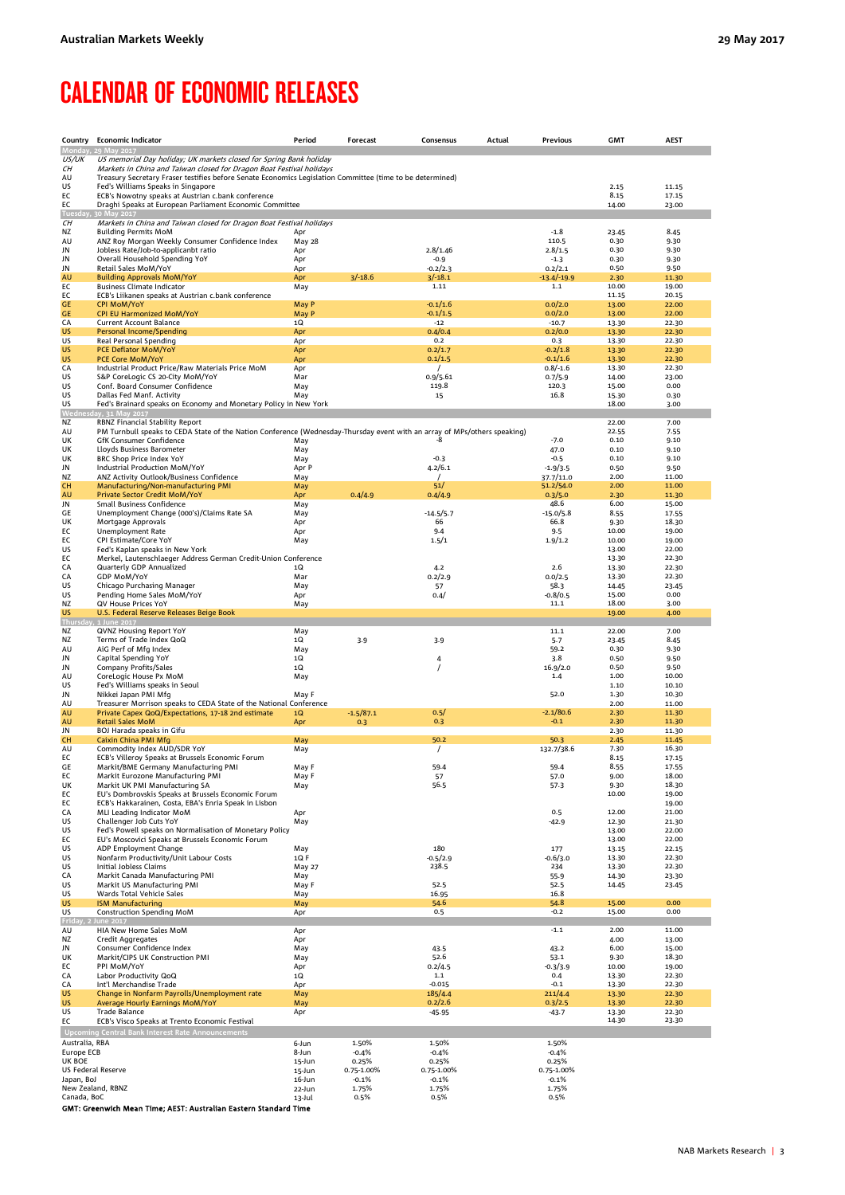# CALENDAR OF ECONOMIC RELEASES

| Country | Economic Indicator | Period | Forecast | Consensus | Actual | Previous | GMT | AEST |
|---|---|---|---|---|---|---|---|---|
| **Monday, 29 May 2017** | | | | | | | | |
| US/UK | *US memorial Day holiday; UK markets closed for Spring Bank holiday* | | | | | | | |
| CH | *Markets in China and Taiwan closed for Dragon Boat Festival holidays* | | | | | | | |
| AU | Treasury Secretary Fraser testifies before Senate Economics Legislation Committee (time to be determined) | | | | | | | |
| US | Fed's Williams Speaks in Singapore | | | | | | 2.15 | 11.15 |
| EC | ECB's Nowotny speaks at Austrian c.bank conference | | | | | | 8.15 | 17.15 |
| EC | Draghi Speaks at European Parliament Economic Committee | | | | | | 14.00 | 23.00 |
| **Tuesday, 30 May 2017** | | | | | | | | |
| CH | *Markets in China and Taiwan closed for Dragon Boat Festival holidays* | | | | | | | |
| NZ | Building Permits MoM | Apr | | | | -1.8 | 23.45 | 8.45 |
| AU | ANZ Roy Morgan Weekly Consumer Confidence Index | May 28 | | | | 110.5 | 0.30 | 9.30 |
| JN | Jobless Rate/Job-to-applicanbt ratio | Apr | | 2.8/1.46 | | 2.8/1.5 | 0.30 | 9.30 |
| JN | Overall Household Spending YoY | Apr | | -0.9 | | -1.3 | 0.30 | 9.30 |
| JN | Retail Sales MoM/YoY | Apr | | -0.2/2.3 | | 0.2/2.1 | 0.50 | 9.50 |
| AU | Building Approvals MoM/YoY | Apr | 3/-18.6 | 3/-18.1 | | -13.4/-19.9 | 2.30 | 11.30 |
| EC | Business Climate Indicator | May | | 1.11 | | 1.1 | 10.00 | 19.00 |
| EC | ECB's Liikanen speaks at Austrian c.bank conference | | | | | | 11.15 | 20.15 |
| GE | CPI MoM/YoY | May P | | -0.1/1.6 | | 0.0/2.0 | 13.00 | 22.00 |
| GE | CPI EU Harmonized MoM/YoY | May P | | -0.1/1.5 | | 0.0/2.0 | 13.00 | 22.00 |
| CA | Current Account Balance | 1Q | | -12 | | -10.7 | 13.30 | 22.30 |
| US | Personal Income/Spending | Apr | | 0.4/0.4 | | 0.2/0.0 | 13.30 | 22.30 |
| US | Real Personal Spending | Apr | | 0.2 | | 0.3 | 13.30 | 22.30 |
| US | PCE Deflator MoM/YoY | Apr | | 0.2/1.7 | | -0.2/1.8 | 13.30 | 22.30 |
| US | PCE Core MoM/YoY | Apr | | 0.1/1.5 | | -0.1/1.6 | 13.30 | 22.30 |
| CA | Industrial Product Price/Raw Materials Price MoM | Apr | | / | | 0.8/-1.6 | 13.30 | 22.30 |
| US | S&P CoreLogic CS 20-City MoM/YoY | Mar | | 0.9/5.61 | | 0.7/5.9 | 14.00 | 23.00 |
| US | Conf. Board Consumer Confidence | May | | 119.8 | | 120.3 | 15.00 | 0.00 |
| US | Dallas Fed Manf. Activity | May | | 15 | | 16.8 | 15.30 | 0.30 |
| US | Fed's Brainard speaks on Economy and Monetary Policy in New York | | | | | | 18.00 | 3.00 |
| **Wednesday, 31 May 2017** | | | | | | | | |
| NZ | RBNZ Financial Stability Report | | | | | | 22.00 | 7.00 |
| AU | PM Turnbull speaks to CEDA State of the Nation Conference (Wednesday-Thursday event with an array of MPs/others speaking) | | | | | | 22.55 | 7.55 |
| UK | GfK Consumer Confidence | May | | -8 | | -7.0 | 0.10 | 9.10 |
| UK | Lloyds Business Barometer | May | | | | 47.0 | 0.10 | 9.10 |
| UK | BRC Shop Price Index YoY | May | | -0.3 | | -0.5 | 0.10 | 9.10 |
| JN | Industrial Production MoM/YoY | Apr P | | 4.2/6.1 | | -1.9/3.5 | 0.50 | 9.50 |
| NZ | ANZ Activity Outlook/Business Confidence | May | | / | | 37.7/11.0 | 2.00 | 11.00 |
| CH | Manufacturing/Non-manufacturing PMI | May | | 51/ | | 51.2/54.0 | 2.00 | 11.00 |
| AU | Private Sector Credit MoM/YoY | Apr | 0.4/4.9 | 0.4/4.9 | | 0.3/5.0 | 2.30 | 11.30 |
| JN | Small Business Confidence | May | | | | 48.6 | 6.00 | 15.00 |
| GE | Unemployment Change (000's)/Claims Rate SA | May | | -14.5/5.7 | | -15.0/5.8 | 8.55 | 17.55 |
| UK | Mortgage Approvals | Apr | | 66 | | 66.8 | 9.30 | 18.30 |
| EC | Unemployment Rate | Apr | | 9.4 | | 9.5 | 10.00 | 19.00 |
| EC | CPI Estimate/Core YoY | May | | 1.5/1 | | 1.9/1.2 | 10.00 | 19.00 |
| US | Fed's Kaplan speaks in New York | | | | | | 13.00 | 22.00 |
| EC | Merkel, Lautenschlaeger Address German Credit-Union Conference | | | | | | 13.30 | 22.30 |
| CA | Quarterly GDP Annualized | 1Q | | 4.2 | | 2.6 | 13.30 | 22.30 |
| CA | GDP MoM/YoY | Mar | | 0.2/2.9 | | 0.0/2.5 | 13.30 | 22.30 |
| US | Chicago Purchasing Manager | May | | 57 | | 58.3 | 14.45 | 23.45 |
| US | Pending Home Sales MoM/YoY | Apr | | 0.4/ | | -0.8/0.5 | 15.00 | 0.00 |
| NZ | QV House Prices YoY | May | | | | 11.1 | 18.00 | 3.00 |
| US | U.S. Federal Reserve Releases Beige Book | | | | | | 19.00 | 4.00 |
| **Thursday, 1 June 2017** | | | | | | | | |
| NZ | QVNZ Housing Report YoY | May | | | | 11.1 | 22.00 | 7.00 |
| NZ | Terms of Trade Index QoQ | 1Q | 3.9 | 3.9 | | 5.7 | 23.45 | 8.45 |
| AU | AiG Perf of Mfg Index | May | | | | 59.2 | 0.30 | 9.30 |
| JN | Capital Spending YoY | 1Q | | 4 | | 3.8 | 0.50 | 9.50 |
| JN | Company Profits/Sales | 1Q | | / | | 16.9/2.0 | 0.50 | 9.50 |
| AU | CoreLogic House Px MoM | May | | | | 1.4 | 1.00 | 10.00 |
| US | Fed's Williams speaks in Seoul | | | | | | 1.10 | 10.10 |
| JN | Nikkei Japan PMI Mfg | May F | | | | 52.0 | 1.30 | 10.30 |
| AU | Treasurer Morrison speaks to CEDA State of the National Conference | | | | | | 2.00 | 11.00 |
| AU | Private Capex QoQ/Expectations, 17-18 2nd estimate | 1Q | -1.5/87.1 | 0.5/ | | -2.1/80.6 | 2.30 | 11.30 |
| AU | Retail Sales MoM | Apr | 0.3 | 0.3 | | -0.1 | 2.30 | 11.30 |
| JN | BOJ Harada speaks in Gifu | | | | | | 2.30 | 11.30 |
| CH | Caixin China PMI Mfg | May | | 50.2 | | 50.3 | 2.45 | 11.45 |
| AU | Commodity Index AUD/SDR YoY | May | | / | | 132.7/38.6 | 7.30 | 16.30 |
| EC | ECB's Villeroy Speaks at Brussels Economic Forum | | | | | | 8.15 | 17.15 |
| GE | Markit/BME Germany Manufacturing PMI | May F | | 59.4 | | 59.4 | 8.55 | 17.55 |
| EC | Markit Eurozone Manufacturing PMI | May F | | 57 | | 57.0 | 9.00 | 18.00 |
| UK | Markit UK PMI Manufacturing SA | May | | 56.5 | | 57.3 | 9.30 | 18.30 |
| EC | EU's Dombrovskis Speaks at Brussels Economic Forum | | | | | | 10.00 | 19.00 |
| EC | ECB's Hakkarainen, Costa, EBA's Enria Speak in Lisbon | | | | | | | 19.00 |
| CA | MLI Leading Indicator MoM | Apr | | | | 0.5 | 12.00 | 21.00 |
| US | Challenger Job Cuts YoY | May | | | | -42.9 | 12.30 | 21.30 |
| US | Fed's Powell speaks on Normalisation of Monetary Policy | | | | | | 13.00 | 22.00 |
| EC | EU's Moscovici Speaks at Brussels Economic Forum | | | | | | 13.00 | 22.00 |
| US | ADP Employment Change | May | | 180 | | 177 | 13.15 | 22.15 |
| US | Nonfarm Productivity/Unit Labour Costs | 1Q F | | -0.5/2.9 | | -0.6/3.0 | 13.30 | 22.30 |
| US | Initial Jobless Claims | May 27 | | 238.5 | | 234 | 13.30 | 22.30 |
| CA | Markit Canada Manufacturing PMI | May | | | | 55.9 | 14.30 | 23.30 |
| US | Markit US Manufacturing PMI | May F | | 52.5 | | 52.5 | 14.45 | 23.45 |
| US | Wards Total Vehicle Sales | May | | 16.95 | | 16.8 | | |
| US | ISM Manufacturing | May | | 54.6 | | 54.8 | 15.00 | 0.00 |
| US | Construction Spending MoM | Apr | | 0.5 | | -0.2 | 15.00 | 0.00 |
| **Friday, 2 June 2017** | | | | | | | | |
| AU | HIA New Home Sales MoM | Apr | | | | -1.1 | 2.00 | 11.00 |
| NZ | Credit Aggregates | Apr | | | | | 4.00 | 13.00 |
| JN | Consumer Confidence Index | May | | 43.5 | | 43.2 | 6.00 | 15.00 |
| UK | Markit/CIPS UK Construction PMI | May | | 52.6 | | 53.1 | 9.30 | 18.30 |
| EC | PPI MoM/YoY | Apr | | 0.2/4.5 | | -0.3/3.9 | 10.00 | 19.00 |
| CA | Labor Productivity QoQ | 1Q | | 1.1 | | 0.4 | 13.30 | 22.30 |
| CA | Int'l Merchandise Trade | Apr | | -0.015 | | -0.1 | 13.30 | 22.30 |
| US | Change in Nonfarm Payrolls/Unemployment rate | May | | 185/4.4 | | 211/4.4 | 13.30 | 22.30 |
| US | Average Hourly Earnings MoM/YoY | May | | 0.2/2.6 | | 0.3/2.5 | 13.30 | 22.30 |
| US | Trade Balance | Apr | | -45.95 | | -43.7 | 13.30 | 22.30 |
| EC | ECB's Visco Speaks at Trento Economic Festival | | | | | | 14.30 | 23.30 |
| **Upcoming Central Bank Interest Rate Announcements** | | | | | | | | |
| Australia, RBA | | 6-Jun | 1.50% | 1.50% | | 1.50% | | |
| Europe ECB | | 8-Jun | -0.4% | -0.4% | | -0.4% | | |
| UK BOE | | 15-Jun | 0.25% | 0.25% | | 0.25% | | |
| US Federal Reserve | | 15-Jun | 0.75-1.00% | 0.75-1.00% | | 0.75-1.00% | | |
| Japan, BoJ | | 16-Jun | -0.1% | -0.1% | | -0.1% | | |
| New Zealand, RBNZ | | 22-Jun | 1.75% | 1.75% | | 1.75% | | |
| Canada, BoC | | 13-Jul | 0.5% | 0.5% | | 0.5% | | |

**GMT: Greenwich Mean Time; AEST: Australian Eastern Standard Time**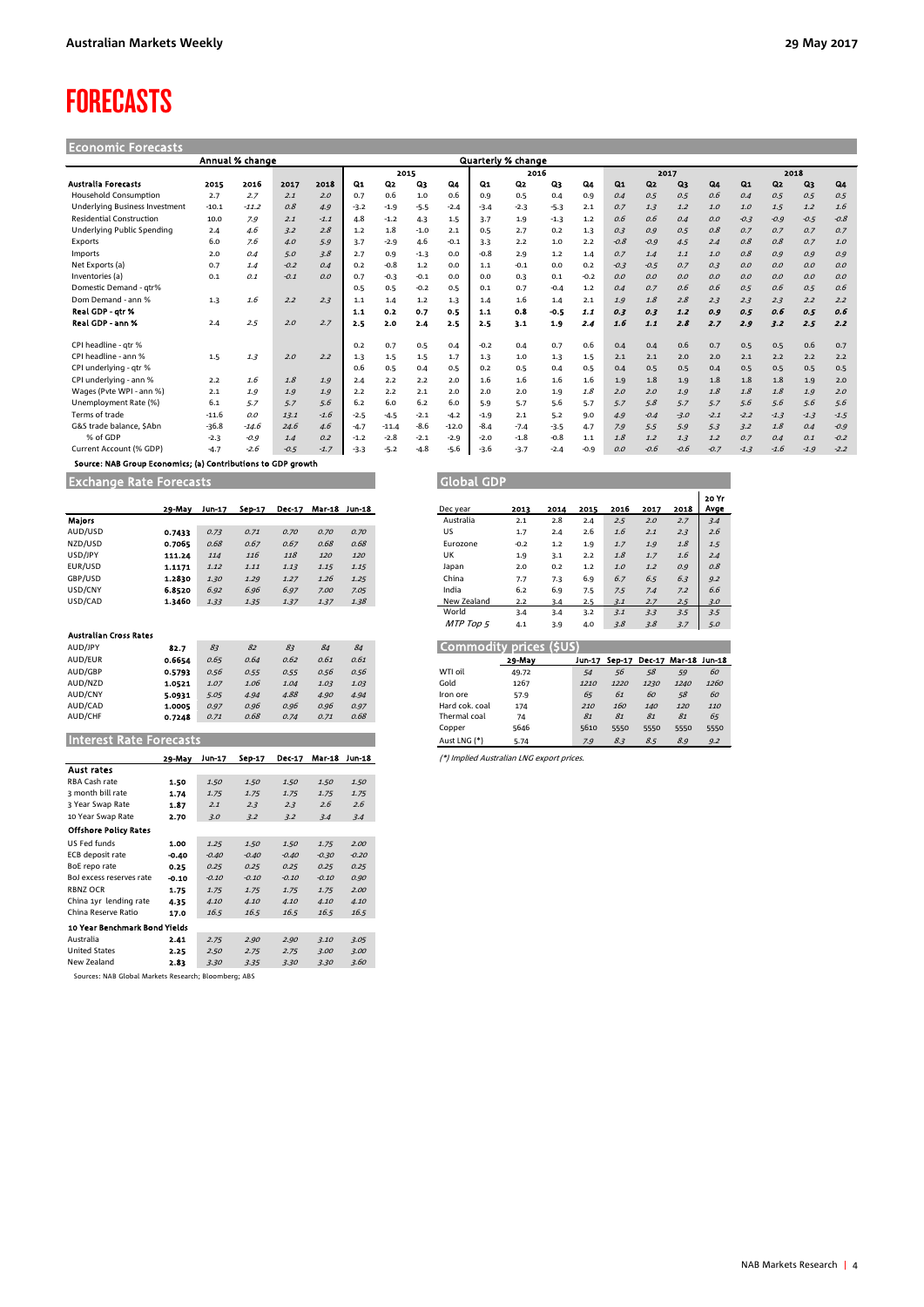# FORECASTS

## Economic Forecasts

| Australia Forecasts | Annual % change | | | | Quarterly % change | | | | | | | | | | | | | | | |
|---|---|---|---|---|---|---|---|---|---|---|---|---|---|---|---|---|---|---|---|---|
| | | | | | 2015 | | | | 2016 | | | | 2017 | | | | 2018 | | | |
| | 2015 | 2016 | 2017 | 2018 | Q1 | Q2 | Q3 | Q4 | Q1 | Q2 | Q3 | Q4 | Q1 | Q2 | Q3 | Q4 | Q1 | Q2 | Q3 | Q4 |
| Household Consumption | 2.7 | 2.7 | 2.1 | 2.0 | 0.7 | 0.6 | 1.0 | 0.6 | 0.9 | 0.5 | 0.4 | 0.9 | 0.4 | 0.5 | 0.5 | 0.6 | 0.4 | 0.5 | 0.5 | 0.5 |
| Underlying Business Investment | -10.1 | -11.2 | 0.8 | 4.9 | -3.2 | -1.9 | -5.5 | -2.4 | -3.4 | -2.3 | -5.3 | 2.1 | 0.7 | 1.3 | 1.2 | 1.0 | 1.0 | 1.5 | 1.2 | 1.6 |
| Residential Construction | 10.0 | 7.9 | 2.1 | -1.1 | 4.8 | -1.2 | 4.3 | 1.5 | 3.7 | 1.9 | -1.3 | 1.2 | 0.6 | 0.6 | 0.4 | 0.0 | -0.3 | -0.9 | -0.5 | -0.8 |
| Underlying Public Spending | 2.4 | 4.6 | 3.2 | 2.8 | 1.2 | 1.8 | -1.0 | 2.1 | 0.5 | 2.7 | 0.2 | 1.3 | 0.3 | 0.9 | 0.5 | 0.8 | 0.7 | 0.7 | 0.7 | 0.7 |
| Exports | 6.0 | 7.6 | 4.0 | 5.9 | 3.7 | -2.9 | 4.6 | -0.1 | 3.3 | 2.2 | 1.0 | 2.2 | -0.8 | -0.9 | 4.5 | 2.4 | 0.8 | 0.8 | 0.7 | 1.0 |
| Imports | 2.0 | 0.4 | 5.0 | 3.8 | 2.7 | 0.9 | -1.3 | 0.0 | -0.8 | 2.9 | 1.2 | 1.4 | 0.7 | 1.4 | 1.1 | 1.0 | 0.8 | 0.9 | 0.9 | 0.9 |
| Net Exports (a) | 0.7 | 1.4 | -0.2 | 0.4 | 0.2 | -0.8 | 1.2 | 0.0 | 1.1 | -0.1 | 0.0 | 0.2 | -0.3 | -0.5 | 0.7 | 0.3 | 0.0 | 0.0 | 0.0 | 0.0 |
| Inventories (a) | 0.1 | 0.1 | -0.1 | 0.0 | 0.7 | -0.3 | -0.1 | 0.0 | 0.0 | 0.3 | 0.1 | -0.2 | 0.0 | 0.0 | 0.0 | 0.0 | 0.0 | 0.0 | 0.0 | 0.0 |
| Domestic Demand - qtr% | | | | | 0.5 | 0.5 | -0.2 | 0.5 | 0.1 | 0.7 | -0.4 | 1.2 | 0.4 | 0.7 | 0.6 | 0.6 | 0.5 | 0.6 | 0.5 | 0.6 |
| Dom Demand - ann % | 1.3 | 1.6 | 2.2 | 2.3 | 1.1 | 1.4 | 1.2 | 1.3 | 1.4 | 1.6 | 1.4 | 2.1 | 1.9 | 1.8 | 2.8 | 2.3 | 2.3 | 2.3 | 2.2 | 2.2 |
| **Real GDP - qtr %** | | | | | **1.1** | **0.2** | **0.7** | **0.5** | **1.1** | **0.8** | **-0.5** | **1.1** | **0.3** | **0.3** | **1.2** | **0.9** | **0.5** | **0.6** | **0.5** | **0.6** |
| **Real GDP - ann %** | **2.4** | **2.5** | **2.0** | **2.7** | **2.5** | **2.0** | **2.4** | **2.5** | **2.5** | **3.1** | **1.9** | **2.4** | **1.6** | **1.1** | **2.8** | **2.7** | **2.9** | **3.2** | **2.5** | **2.2** |
| CPI headline - qtr % | | | | | 0.2 | 0.7 | 0.5 | 0.4 | -0.2 | 0.4 | 0.7 | 0.6 | 0.4 | 0.4 | 0.6 | 0.7 | 0.5 | 0.5 | 0.6 | 0.7 |
| CPI headline - ann % | 1.5 | 1.3 | 2.0 | 2.2 | 1.3 | 1.5 | 1.5 | 1.7 | 1.3 | 1.0 | 1.3 | 1.5 | 2.1 | 2.1 | 2.0 | 2.0 | 2.1 | 2.2 | 2.2 | 2.2 |
| CPI underlying - qtr % | | | | | 0.6 | 0.5 | 0.4 | 0.5 | 0.2 | 0.5 | 0.4 | 0.5 | 0.4 | 0.5 | 0.5 | 0.4 | 0.5 | 0.5 | 0.5 | 0.5 |
| CPI underlying - ann % | 2.2 | 1.6 | 1.8 | 1.9 | 2.4 | 2.2 | 2.2 | 2.0 | 1.6 | 1.6 | 1.6 | 1.6 | 1.9 | 1.8 | 1.9 | 1.8 | 1.8 | 1.8 | 1.9 | 2.0 |
| Wages (Pvte WPI - ann %) | 2.1 | 1.9 | 1.9 | 1.9 | 2.2 | 2.2 | 2.1 | 2.0 | 2.0 | 2.0 | 1.9 | 1.8 | 2.0 | 2.0 | 1.9 | 1.8 | 1.8 | 1.8 | 1.9 | 2.0 |
| Unemployment Rate (%) | 6.1 | 5.7 | 5.7 | 5.6 | 6.2 | 6.0 | 6.2 | 6.0 | 5.9 | 5.7 | 5.6 | 5.7 | 5.7 | 5.8 | 5.7 | 5.7 | 5.6 | 5.6 | 5.6 | 5.6 |
| Terms of trade | -11.6 | 0.0 | 13.1 | -1.6 | -2.5 | -4.5 | -2.1 | -4.2 | -1.9 | 2.1 | 5.2 | 9.0 | 4.9 | -0.4 | -3.0 | -2.1 | -2.2 | -1.3 | -1.3 | -1.5 |
| G&S trade balance, $Abn | -36.8 | -14.6 | 24.6 | 4.6 | -4.7 | -11.4 | -8.6 | -12.0 | -8.4 | -7.4 | -3.5 | 4.7 | 7.9 | 5.5 | 5.9 | 5.3 | 3.2 | 1.8 | 0.4 | -0.9 |
| % of GDP | -2.3 | -0.9 | 1.4 | 0.2 | -1.2 | -2.8 | -2.1 | -2.9 | -2.0 | -1.8 | -0.8 | 1.1 | 1.8 | 1.2 | 1.3 | 1.2 | 0.7 | 0.4 | 0.1 | -0.2 |
| Current Account (% GDP) | -4.7 | -2.6 | -0.5 | -1.7 | -3.3 | -5.2 | -4.8 | -5.6 | -3.6 | -3.7 | -2.4 | -0.9 | 0.0 | -0.6 | -0.6 | -0.7 | -1.3 | -1.6 | -1.9 | -2.2 |

Source: NAB Group Economics; (a) Contributions to GDP growth

## Exchange Rate Forecasts

| | 29-May | Jun-17 | Sep-17 | Dec-17 | Mar-18 | Jun-18 |
|---|---|---|---|---|---|---|
| **Majors** | | | | | | |
| AUD/USD | 0.7433 | 0.73 | 0.71 | 0.70 | 0.70 | 0.70 |
| NZD/USD | 0.7065 | 0.68 | 0.67 | 0.67 | 0.68 | 0.68 |
| USD/JPY | 111.24 | 114 | 116 | 118 | 120 | 120 |
| EUR/USD | 1.1171 | 1.12 | 1.11 | 1.13 | 1.15 | 1.15 |
| GBP/USD | 1.2830 | 1.30 | 1.29 | 1.27 | 1.26 | 1.25 |
| USD/CNY | 6.8520 | 6.92 | 6.96 | 6.97 | 7.00 | 7.05 |
| USD/CAD | 1.3460 | 1.33 | 1.35 | 1.37 | 1.37 | 1.38 |
| **Australian Cross Rates** | | | | | | |
| AUD/JPY | 82.7 | 83 | 82 | 83 | 84 | 84 |
| AUD/EUR | 0.6654 | 0.65 | 0.64 | 0.62 | 0.61 | 0.61 |
| AUD/GBP | 0.5793 | 0.56 | 0.55 | 0.55 | 0.56 | 0.56 |
| AUD/NZD | 1.0521 | 1.07 | 1.06 | 1.04 | 1.03 | 1.03 |
| AUD/CNY | 5.0931 | 5.05 | 4.94 | 4.88 | 4.90 | 4.94 |
| AUD/CAD | 1.0005 | 0.97 | 0.96 | 0.96 | 0.96 | 0.97 |
| AUD/CHF | 0.7248 | 0.71 | 0.68 | 0.74 | 0.71 | 0.68 |

## Interest Rate Forecasts

| | 29-May | Jun-17 | Sep-17 | Dec-17 | Mar-18 | Jun-18 |
|---|---|---|---|---|---|---|
| **Aust rates** | | | | | | |
| RBA Cash rate | 1.50 | 1.50 | 1.50 | 1.50 | 1.50 | 1.50 |
| 3 month bill rate | 1.74 | 1.75 | 1.75 | 1.75 | 1.75 | 1.75 |
| 3 Year Swap Rate | 1.87 | 2.1 | 2.3 | 2.3 | 2.6 | 2.6 |
| 10 Year Swap Rate | 2.70 | 3.0 | 3.2 | 3.2 | 3.4 | 3.4 |
| **Offshore Policy Rates** | | | | | | |
| US Fed funds | 1.00 | 1.25 | 1.50 | 1.50 | 1.75 | 2.00 |
| ECB deposit rate | -0.40 | -0.40 | -0.40 | -0.40 | -0.30 | -0.20 |
| BoE repo rate | 0.25 | 0.25 | 0.25 | 0.25 | 0.25 | 0.25 |
| BoJ excess reserves rate | -0.10 | -0.10 | -0.10 | -0.10 | -0.10 | 0.90 |
| RBNZ OCR | 1.75 | 1.75 | 1.75 | 1.75 | 1.75 | 2.00 |
| China 1yr lending rate | 4.35 | 4.10 | 4.10 | 4.10 | 4.10 | 4.10 |
| China Reserve Ratio | 17.0 | 16.5 | 16.5 | 16.5 | 16.5 | 16.5 |
| **10 Year Benchmark Bond Yields** | | | | | | |
| Australia | 2.41 | 2.75 | 2.90 | 2.90 | 3.10 | 3.05 |
| United States | 2.25 | 2.50 | 2.75 | 2.75 | 3.00 | 3.00 |
| New Zealand | 2.83 | 3.30 | 3.35 | 3.30 | 3.30 | 3.60 |

Sources: NAB Global Markets Research; Bloomberg; ABS

## Global GDP

| Dec year | 2013 | 2014 | 2015 | 2016 | 2017 | 2018 | 20 Yr Avge |
|---|---|---|---|---|---|---|---|
| Australia | 2.1 | 2.8 | 2.4 | 2.5 | 2.0 | 2.7 | 3.4 |
| US | 1.7 | 2.4 | 2.6 | 1.6 | 2.1 | 2.3 | 2.6 |
| Eurozone | -0.2 | 1.2 | 1.9 | 1.7 | 1.9 | 1.8 | 1.5 |
| UK | 1.9 | 3.1 | 2.2 | 1.8 | 1.7 | 1.6 | 2.4 |
| Japan | 2.0 | 0.2 | 1.2 | 1.0 | 1.2 | 0.9 | 0.8 |
| China | 7.7 | 7.3 | 6.9 | 6.7 | 6.5 | 6.3 | 9.2 |
| India | 6.2 | 6.9 | 7.5 | 7.5 | 7.4 | 7.2 | 6.6 |
| New Zealand | 2.2 | 3.4 | 2.5 | 3.1 | 2.7 | 2.5 | 3.0 |
| World | 3.4 | 3.4 | 3.2 | 3.1 | 3.3 | 3.5 | 3.5 |
| *MTP Top 5* | 4.1 | 3.9 | 4.0 | 3.8 | 3.8 | 3.7 | 5.0 |

## Commodity prices ($US)

| | 29-May | Jun-17 | Sep-17 | Dec-17 | Mar-18 | Jun-18 |
|---|---|---|---|---|---|---|
| WTI oil | 49.72 | 54 | 56 | 58 | 59 | 60 |
| Gold | 1267 | 1210 | 1220 | 1230 | 1240 | 1260 |
| Iron ore | 57.9 | 65 | 61 | 60 | 58 | 60 |
| Hard cok. coal | 174 | 210 | 160 | 140 | 120 | 110 |
| Thermal coal | 74 | 81 | 81 | 81 | 81 | 65 |
| Copper | 5646 | 5610 | 5550 | 5550 | 5550 | 5550 |
| Aust LNG (*) | 5.74 | 7.9 | 8.3 | 8.5 | 8.9 | 9.2 |

(*) Implied Australian LNG export prices.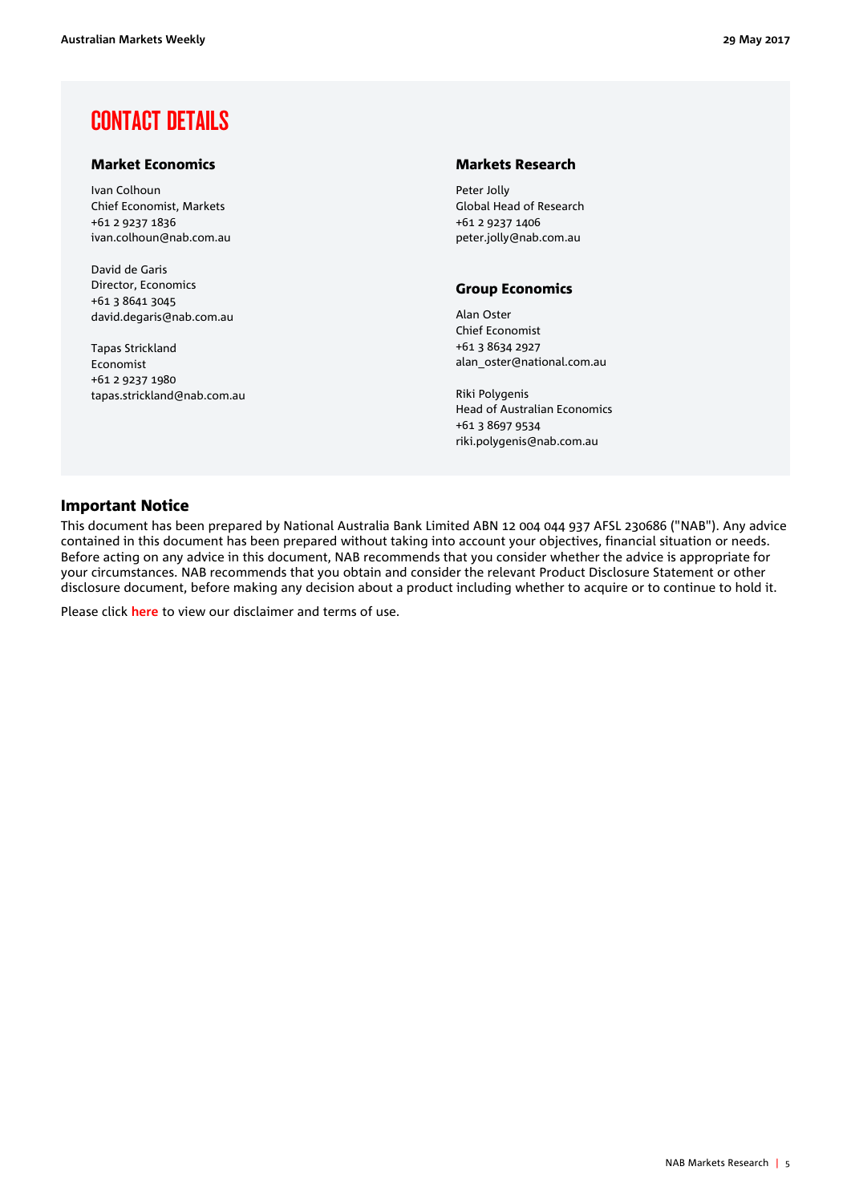# CONTACT DETAILS

## Market Economics

Ivan Colhoun
Chief Economist, Markets
+61 2 9237 1836
ivan.colhoun@nab.com.au

David de Garis
Director, Economics
+61 3 8641 3045
david.degaris@nab.com.au

Tapas Strickland
Economist
+61 2 9237 1980
tapas.strickland@nab.com.au

## Markets Research

Peter Jolly
Global Head of Research
+61 2 9237 1406
peter.jolly@nab.com.au

## Group Economics

Alan Oster
Chief Economist
+61 3 8634 2927
alan_oster@national.com.au

Riki Polygenis
Head of Australian Economics
+61 3 8697 9534
riki.polygenis@nab.com.au

## Important Notice

This document has been prepared by National Australia Bank Limited ABN 12 004 044 937 AFSL 230686 ("NAB"). Any advice contained in this document has been prepared without taking into account your objectives, financial situation or needs. Before acting on any advice in this document, NAB recommends that you consider whether the advice is appropriate for your circumstances. NAB recommends that you obtain and consider the relevant Product Disclosure Statement or other disclosure document, before making any decision about a product including whether to acquire or to continue to hold it.

Please click **here** to view our disclaimer and terms of use.